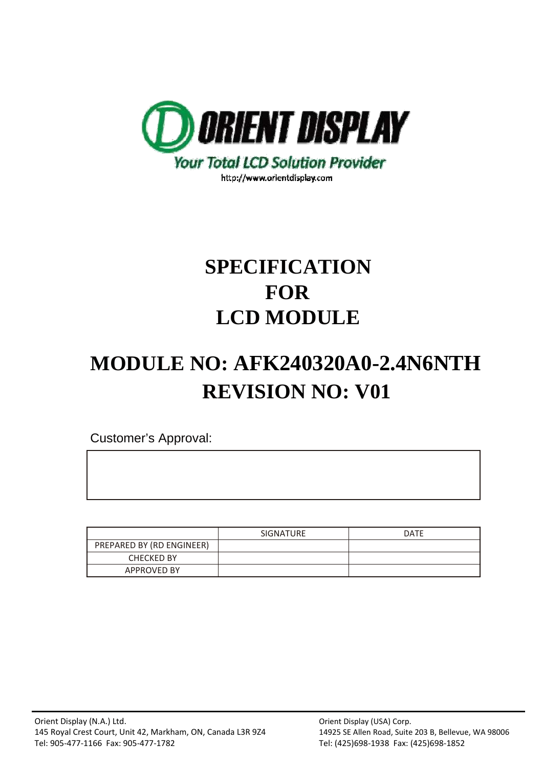**ORIENT DISPLAY**

*Your Total LCD Solution Provider*

http://www.orientdisplay.com

# SPECIFICATION FOR LCD MODULE

# MODULE NO: AFK240320A0-2.4N6NTH
# REVISION NO: V01

Customer's Approval:

| | |
|---|---|
| | |

| | SIGNATURE | DATE |
|---|---|---|
| PREPARED BY (RD ENGINEER) | | |
| CHECKED BY | | |
| APPROVED BY | | |

Orient Display (N.A.) Ltd.
145 Royal Crest Court, Unit 42, Markham, ON, Canada L3R 9Z4
Tel: 905-477-1166 Fax: 905-477-1782

Orient Display (USA) Corp.
14925 SE Allen Road, Suite 203 B, Bellevue, WA 98006
Tel: (425)698-1938 Fax: (425)698-1852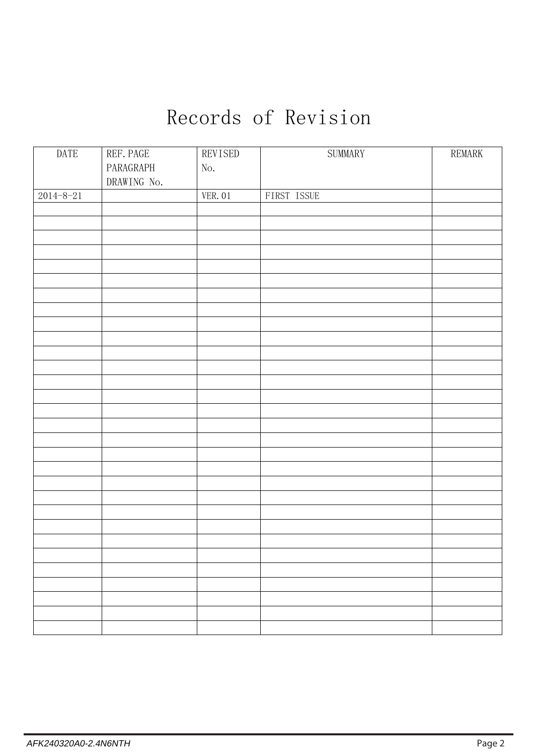# Records of Revision

| DATE | REF. PAGE PARAGRAPH DRAWING No. | REVISED No. | SUMMARY | REMARK |
|---|---|---|---|---|
| 2014-8-21 | | VER.01 | FIRST ISSUE | |
| | | | | |
| | | | | |
| | | | | |
| | | | | |
| | | | | |
| | | | | |
| | | | | |
| | | | | |
| | | | | |
| | | | | |
| | | | | |
| | | | | |
| | | | | |
| | | | | |
| | | | | |
| | | | | |
| | | | | |
| | | | | |
| | | | | |
| | | | | |
| | | | | |
| | | | | |
| | | | | |
| | | | | |
| | | | | |
| | | | | |
| | | | | |
| | | | | |
| | | | | |
| | | | | |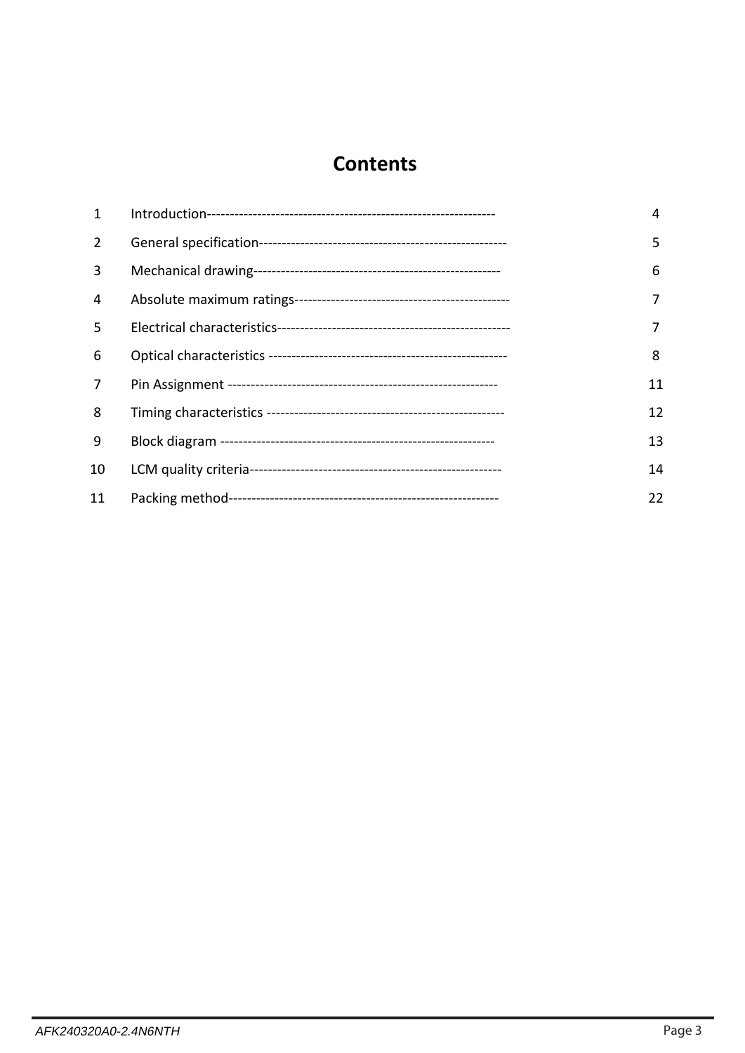# Contents

| | | |
|---|---|---|
| 1 | Introduction-------------------------------------------------------------- | 4 |
| 2 | General specification----------------------------------------------------- | 5 |
| 3 | Mechanical drawing----------------------------------------------------- | 6 |
| 4 | Absolute maximum ratings---------------------------------------------- | 7 |
| 5 | Electrical characteristics--------------------------------------------------- | 7 |
| 6 | Optical characteristics ---------------------------------------------------- | 8 |
| 7 | Pin Assignment --------------------------------------------------------- | 11 |
| 8 | Timing characteristics ---------------------------------------------------- | 12 |
| 9 | Block diagram ----------------------------------------------------------- | 13 |
| 10 | LCM quality criteria------------------------------------------------------ | 14 |
| 11 | Packing method---------------------------------------------------------- | 22 |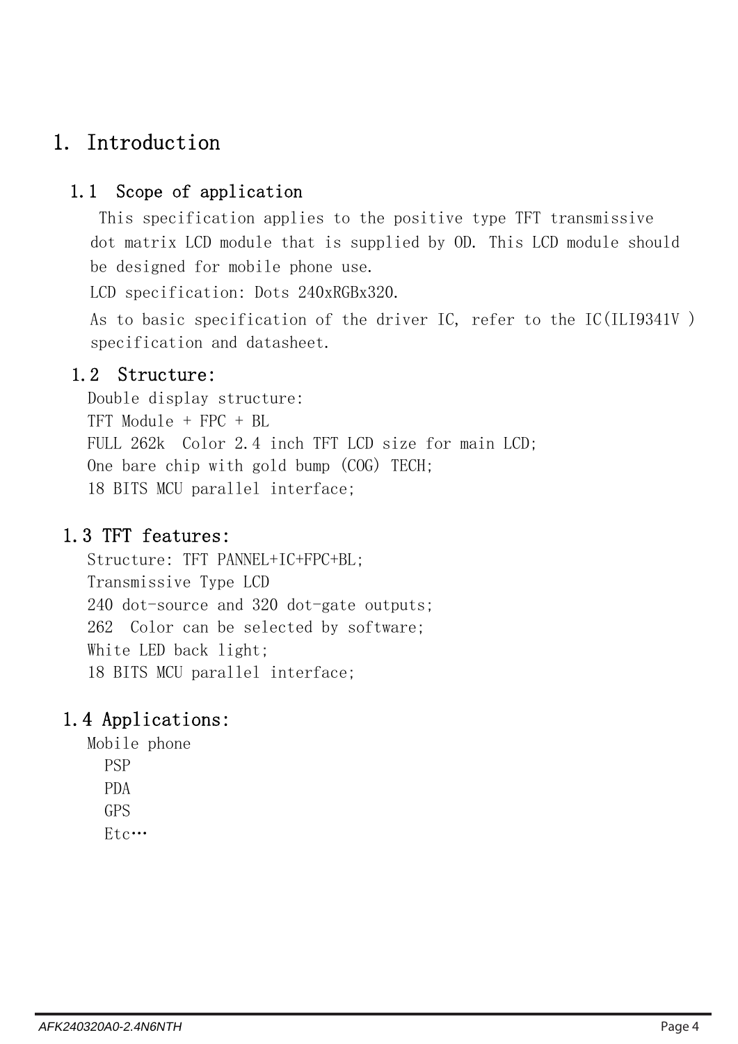# 1. Introduction

## 1.1 Scope of application

This specification applies to the positive type TFT transmissive dot matrix LCD module that is supplied by OD. This LCD module should be designed for mobile phone use.

LCD specification: Dots 240xRGBx320.

As to basic specification of the driver IC, refer to the IC(ILI9341V ) specification and datasheet.

## 1.2 Structure:

Double display structure:

TFT Module + FPC + BL

FULL 262k Color 2.4 inch TFT LCD size for main LCD;

One bare chip with gold bump (COG) TECH;

18 BITS MCU parallel interface;

## 1.3 TFT features:

Structure: TFT PANNEL+IC+FPC+BL;

Transmissive Type LCD

240 dot-source and 320 dot-gate outputs;

262 Color can be selected by software;

White LED back light;

18 BITS MCU parallel interface;

## 1.4 Applications:

Mobile phone

PSP

PDA

GPS

Etc…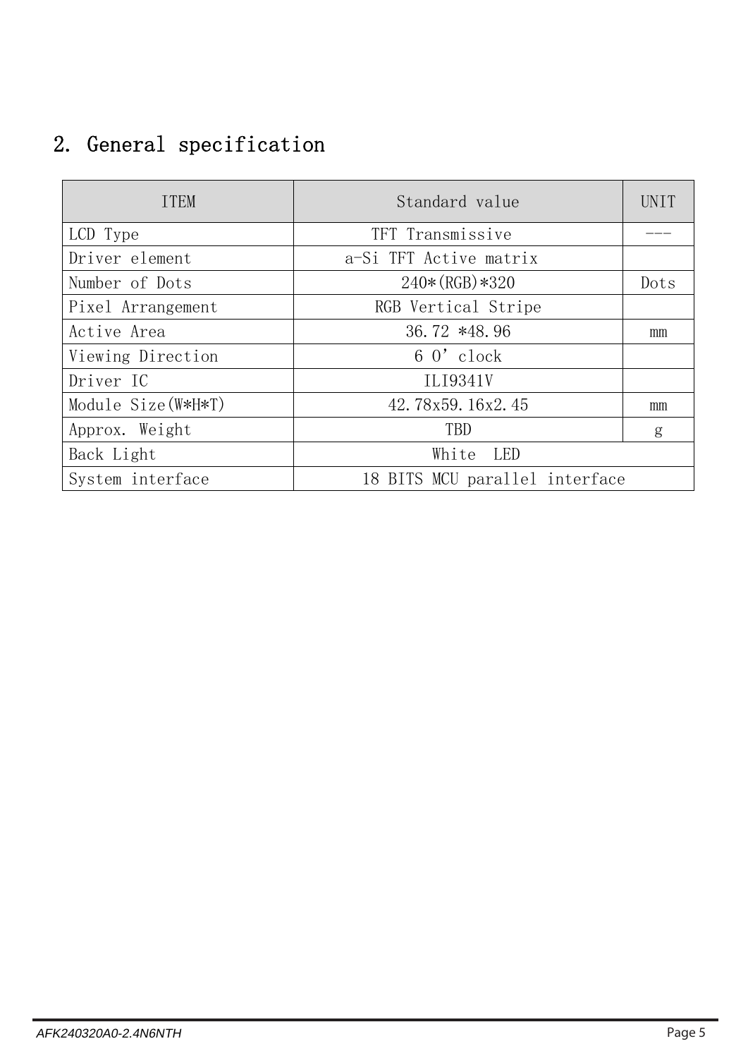## 2. General specification

| ITEM | Standard value | UNIT |
|---|---|---|
| LCD Type | TFT Transmissive | --- |
| Driver element | a-Si TFT Active matrix | |
| Number of Dots | 240*(RGB)*320 | Dots |
| Pixel Arrangement | RGB Vertical Stripe | |
| Active Area | 36.72 *48.96 | mm |
| Viewing Direction | 6 O' clock | |
| Driver IC | ILI9341V | |
| Module Size(W*H*T) | 42.78x59.16x2.45 | mm |
| Approx. Weight | TBD | g |
| Back Light | White LED | |
| System interface | 18 BITS MCU parallel interface | |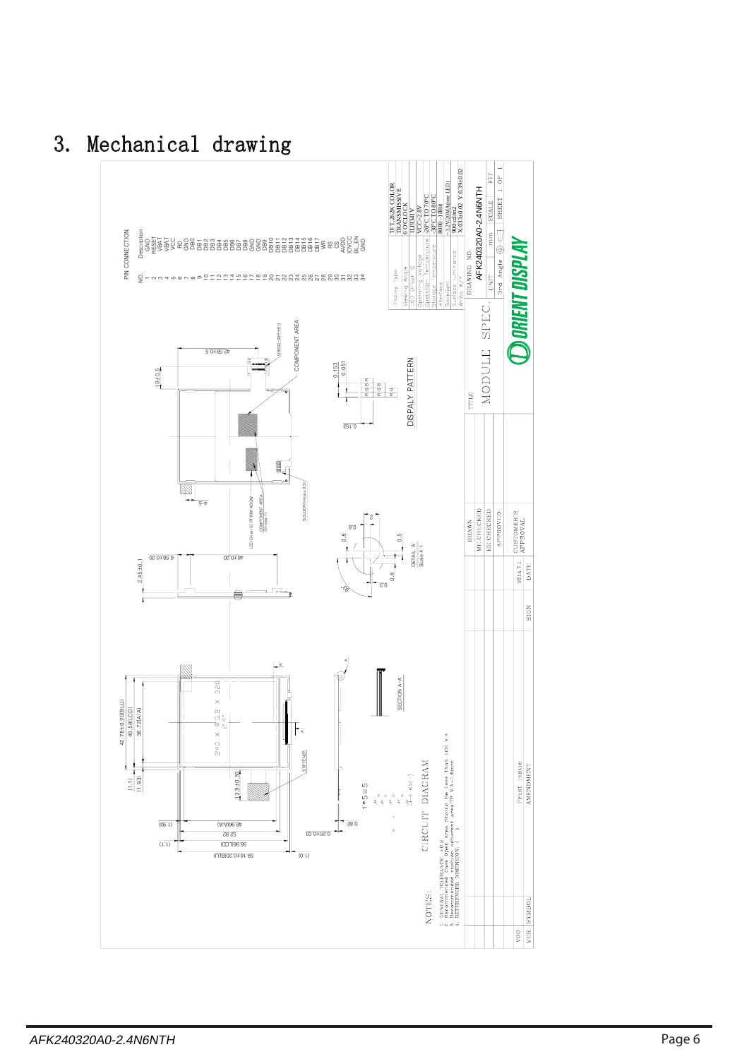## 3. Mechanical drawing

**PIN CONNECTION**

| NO. | Description |
|---|---|
| 1 | GND |
| 2 | RESET |
| 3 | VBAT |
| 4 | VBAT |
| 5 | VCC |
| 6 | RD |
| 7 | GND |
| 8 | DB0 |
| 9 | DB1 |
| 10 | DB2 |
| 11 | DB3 |
| 12 | DB4 |
| 13 | DB5 |
| 14 | DB6 |
| 15 | DB7 |
| 16 | DB8 |
| 17 | GND |
| 18 | GND |
| 19 | DB9 |
| 20 | DB10 |
| 21 | DB11 |
| 22 | DB12 |
| 23 | DB13 |
| 24 | DB14 |
| 25 | DB15 |
| 26 | DB16 |
| 27 | DB17 |
| 28 | WR |
| 29 | RS |
| 30 | CS |
| 31 | AVDD |
| 32 | IOVCC |
| 33 | BL_EN |
| 34 | GND |

| Item | Value |
|---|---|
| Display Type | TFT,262K COLOR TRANSMISSIVE |
| Viewing Angle | 6 O'CLOCK |
| LCD Driver IC | ILI9341V |
| Operating Voltage | VCC=2.8V |
| Operation Temperature | -20°C TO 70°C |
| Storage Temperature | -30°C TO 80°C |
| Interface | 8080-18Bit |
| Backlight | 3.2V/20mA(one LED) |
| Surface Luminance | 900cd/m2 |
| White X/Y | X:0.33±0.02 Y:0.39±0.02 |

DRAWING NO. AFK240320A0-2.4N6NTH

TITLE: MODULE SPEC.

UNIT: mm | SCALE | FIT | 3rd Angle | SHEET 1 OF 1

ORIENT DISPLAY

| VER | SYMBOL | AMENDMENT | SIGN | DATE |
|---|---|---|---|---|
| V00 | | Frist issue | | 2014.7.1 |

DRAWN / ME CHECKED / EE CHECKED / APPROVED / CUSTOMER'S APPROVAL

NOTES:
1. GENERAL TOLERANCE: ±0.2
2. Recommended Case Open Area Should Be Less Than LCD V.A
3. Recommended cushion adhesive area(P.V.A+1.0mm)
4. REFERENCED DIMENSION: ( )

CIRCUIT DIAGRAM

Dimensions: 42.78±0.20(BLU), 40.58(LCD), 36.72(A/A), (1.1), (1.93), 59.16±0.20(BLU), 56.96(LCD), 52.82, 48.96(A/A), (1.1), (1.93), (1.0), 240 × RGB × 320, 2.4", 13.9±0.50, STIFFENER, SECTION A-A, 0.25±0.03, 0.82, 1*5=5, 2.45±0.1, 6.58±0.20, 46±0.20, 10±0.5, 42.58±0.5, 4-5, LED Driver IC RT9081 ADCW, COMPONENT AREA, SOLDER(Hmax 0.5), COMPONENT AREA, GB042-34P-H10, 0.153, 0.051, 0.153, DISPALY PATTERN, DETAIL 'A' Scale 4:1, 0.8, 0.8, 0.5, 0.6, 0.3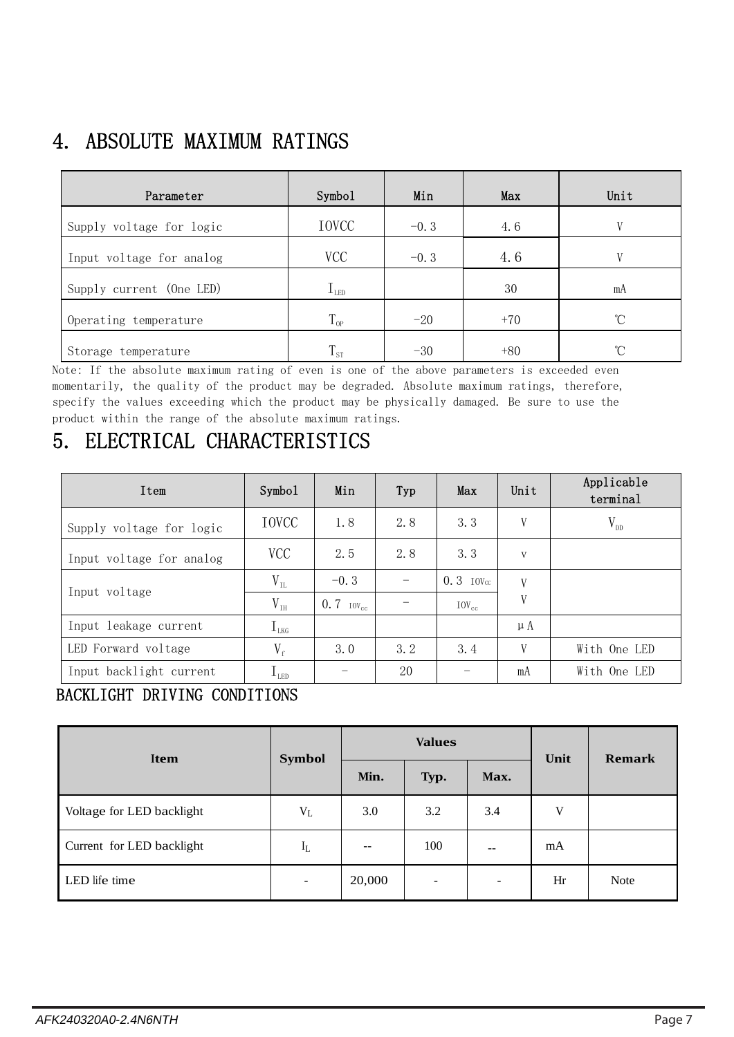## 4. ABSOLUTE MAXIMUM RATINGS

| Parameter | Symbol | Min | Max | Unit |
|---|---|---|---|---|
| Supply voltage for logic | IOVCC | -0.3 | 4.6 | V |
| Input voltage for analog | VCC | -0.3 | 4.6 | V |
| Supply current (One LED) | $I_{LED}$ | | 30 | mA |
| Operating temperature | $T_{OP}$ | -20 | +70 | ℃ |
| Storage temperature | $T_{ST}$ | -30 | +80 | ℃ |

Note: If the absolute maximum rating of even is one of the above parameters is exceeded even momentarily, the quality of the product may be degraded. Absolute maximum ratings, therefore, specify the values exceeding which the product may be physically damaged. Be sure to use the product within the range of the absolute maximum ratings.

## 5. ELECTRICAL CHARACTERISTICS

| Item | Symbol | Min | Typ | Max | Unit | Applicable terminal |
|---|---|---|---|---|---|---|
| Supply voltage for logic | IOVCC | 1.8 | 2.8 | 3.3 | V | $V_{DD}$ |
| Input voltage for analog | VCC | 2.5 | 2.8 | 3.3 | v | |
| Input voltage | $V_{IL}$ | -0.3 | - | 0.3 $IOV_{CC}$ | V | |
| | $V_{IH}$ | 0.7 $IOV_{cc}$ | - | $IOV_{cc}$ | V | |
| Input leakage current | $I_{LKG}$ | | | | μA | |
| LED Forward voltage | $V_f$ | 3.0 | 3.2 | 3.4 | V | With One LED |
| Input backlight current | $I_{LED}$ | - | 20 | - | mA | With One LED |

BACKLIGHT DRIVING CONDITIONS

| Item | Symbol | Values | | | Unit | Remark |
|---|---|---|---|---|---|---|
| | | Min. | Typ. | Max. | | |
| Voltage for LED backlight | $V_L$ | 3.0 | 3.2 | 3.4 | V | |
| Current for LED backlight | $I_L$ | -- | 100 | -- | mA | |
| LED life time | - | 20,000 | - | - | Hr | Note |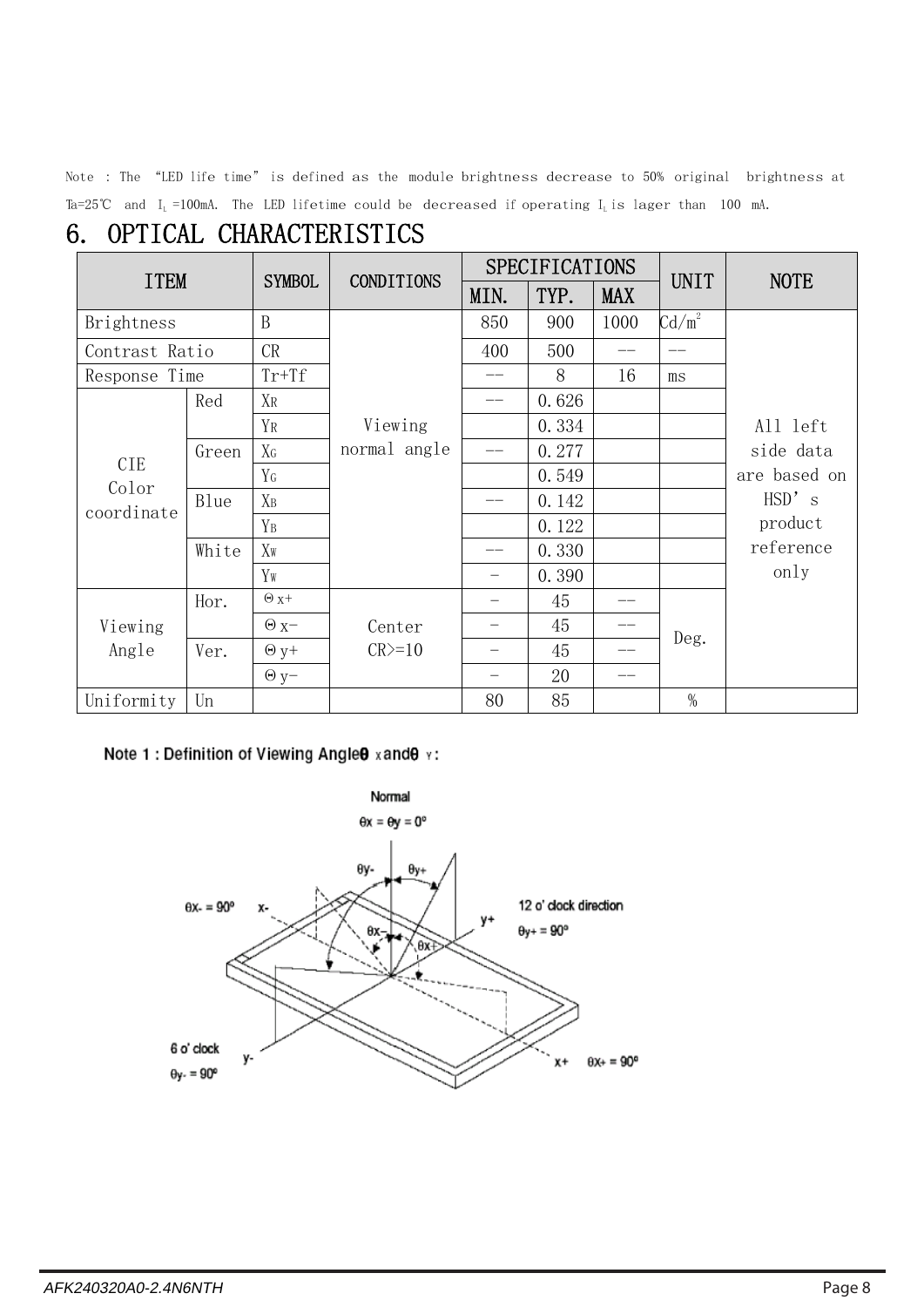Note : The "LED life time" is defined as the module brightness decrease to 50% original brightness at Ta=25℃ and $I_L$ =100mA. The LED lifetime could be decreased if operating $I_L$ is lager than 100 mA.

## 6. OPTICAL CHARACTERISTICS

| ITEM | | SYMBOL | CONDITIONS | SPECIFICATIONS | | | UNIT | NOTE |
|---|---|---|---|---|---|---|---|---|
| | | | | MIN. | TYP. | MAX | | |
| Brightness | | B | Viewing normal angle | 850 | 900 | 1000 | $Cd/m^2$ | All left side data are based on HSD's product reference only |
| Contrast Ratio | | CR | | 400 | 500 | -- | -- | |
| Response Time | | Tr+Tf | | -- | 8 | 16 | ms | |
| CIE Color coordinate | Red | $X_R$ | | -- | 0.626 | | | |
| | | $Y_R$ | | | 0.334 | | | |
| | Green | $X_G$ | | -- | 0.277 | | | |
| | | $Y_G$ | | | 0.549 | | | |
| | Blue | $X_B$ | | -- | 0.142 | | | |
| | | $Y_B$ | | | 0.122 | | | |
| | White | $X_W$ | | -- | 0.330 | | | |
| | | $Y_W$ | | - | 0.390 | | | |
| Viewing Angle | Hor. | $\Theta x+$ | Center CR>=10 | - | 45 | -- | Deg. | |
| | | $\Theta x-$ | | - | 45 | -- | | |
| | Ver. | $\Theta y+$ | | - | 45 | -- | | |
| | | $\Theta y-$ | | - | 20 | -- | | |
| Uniformity | Un | | | 80 | 85 | | % | |

**Note 1 : Definition of Viewing Angle $\theta_X$ and $\theta_Y$ :**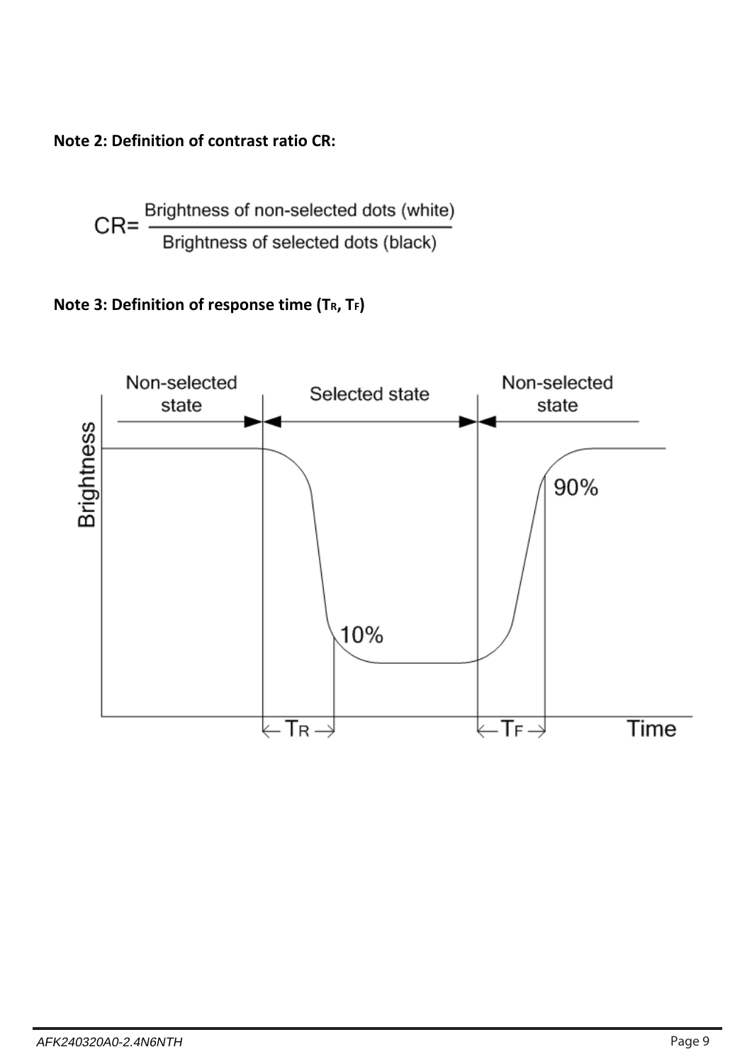**Note 2: Definition of contrast ratio CR:**

$$CR = \frac{\text{Brightness of non-selected dots (white)}}{\text{Brightness of selected dots (black)}}$$

**Note 3: Definition of response time ($T_R$, $T_F$)**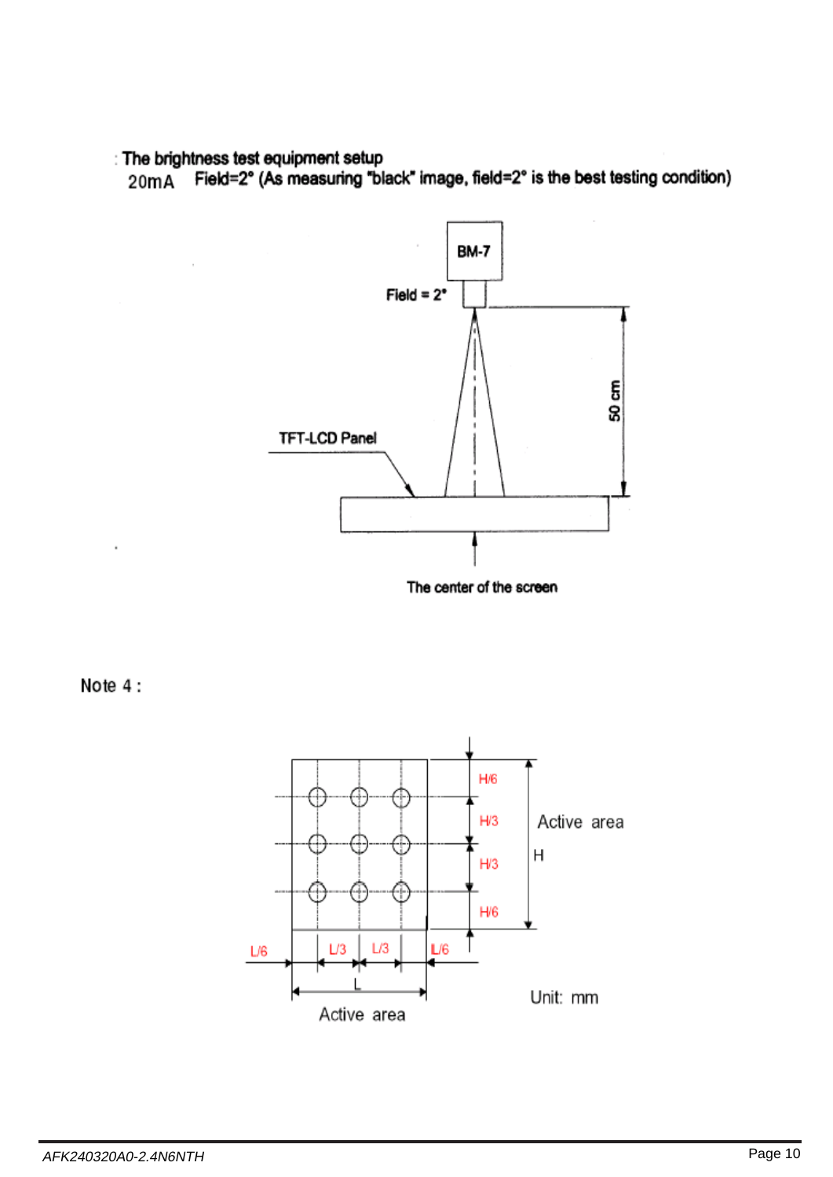: The brightness test equipment setup

20mA Field=2° (As measuring "black" image, field=2° is the best testing condition)

BM-7

Field = 2°

50 cm

TFT-LCD Panel

The center of the screen

Note 4 :

H/6

H/3

H/3

H/6

Active area

H

L/6 L/3 L/3 L/6

L

Active area

Unit: mm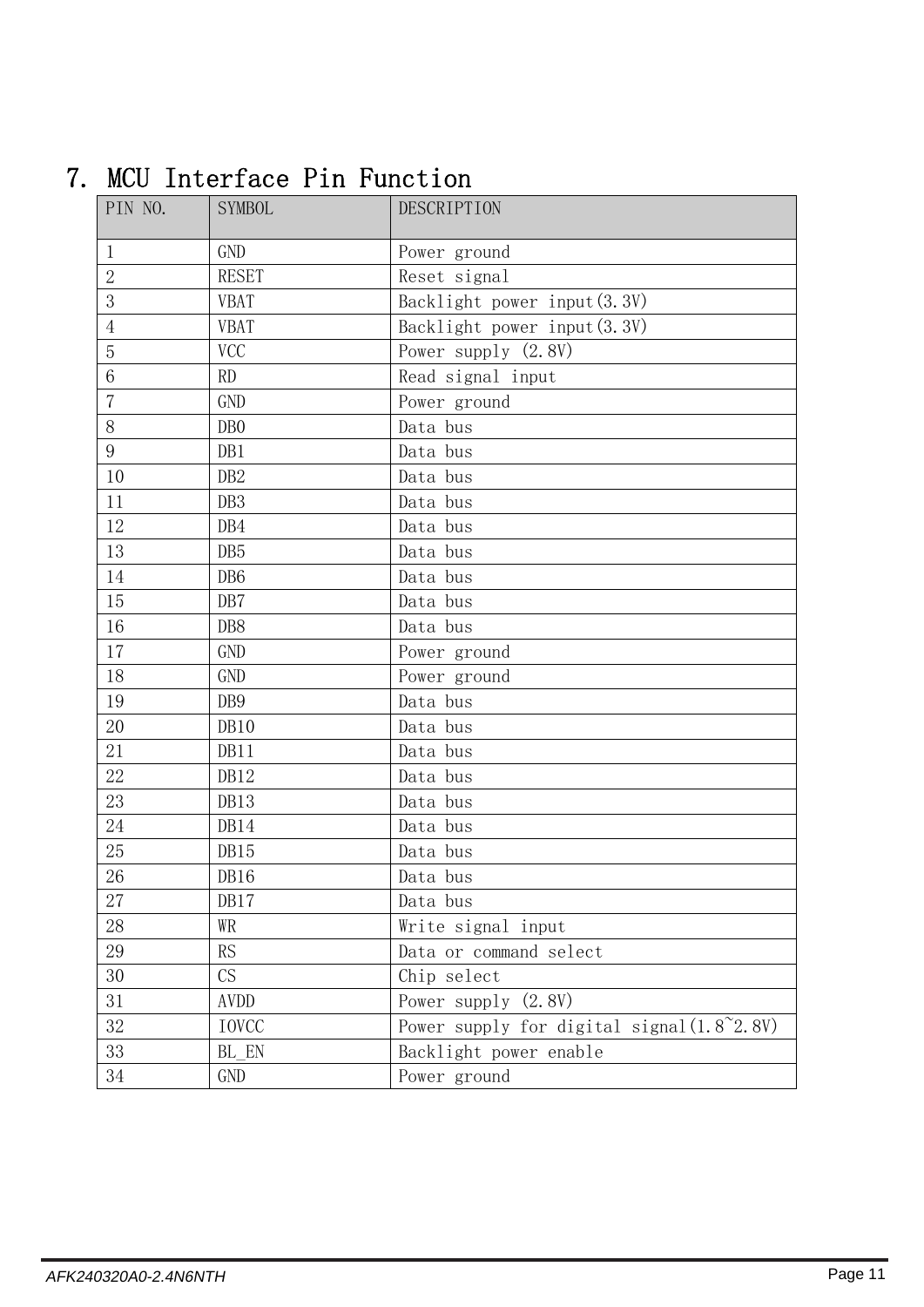## 7. MCU Interface Pin Function

| PIN NO. | SYMBOL | DESCRIPTION |
|---|---|---|
| 1 | GND | Power ground |
| 2 | RESET | Reset signal |
| 3 | VBAT | Backlight power input(3.3V) |
| 4 | VBAT | Backlight power input(3.3V) |
| 5 | VCC | Power supply (2.8V) |
| 6 | RD | Read signal input |
| 7 | GND | Power ground |
| 8 | DB0 | Data bus |
| 9 | DB1 | Data bus |
| 10 | DB2 | Data bus |
| 11 | DB3 | Data bus |
| 12 | DB4 | Data bus |
| 13 | DB5 | Data bus |
| 14 | DB6 | Data bus |
| 15 | DB7 | Data bus |
| 16 | DB8 | Data bus |
| 17 | GND | Power ground |
| 18 | GND | Power ground |
| 19 | DB9 | Data bus |
| 20 | DB10 | Data bus |
| 21 | DB11 | Data bus |
| 22 | DB12 | Data bus |
| 23 | DB13 | Data bus |
| 24 | DB14 | Data bus |
| 25 | DB15 | Data bus |
| 26 | DB16 | Data bus |
| 27 | DB17 | Data bus |
| 28 | WR | Write signal input |
| 29 | RS | Data or command select |
| 30 | CS | Chip select |
| 31 | AVDD | Power supply (2.8V) |
| 32 | IOVCC | Power supply for digital signal(1.8~2.8V) |
| 33 | BL_EN | Backlight power enable |
| 34 | GND | Power ground |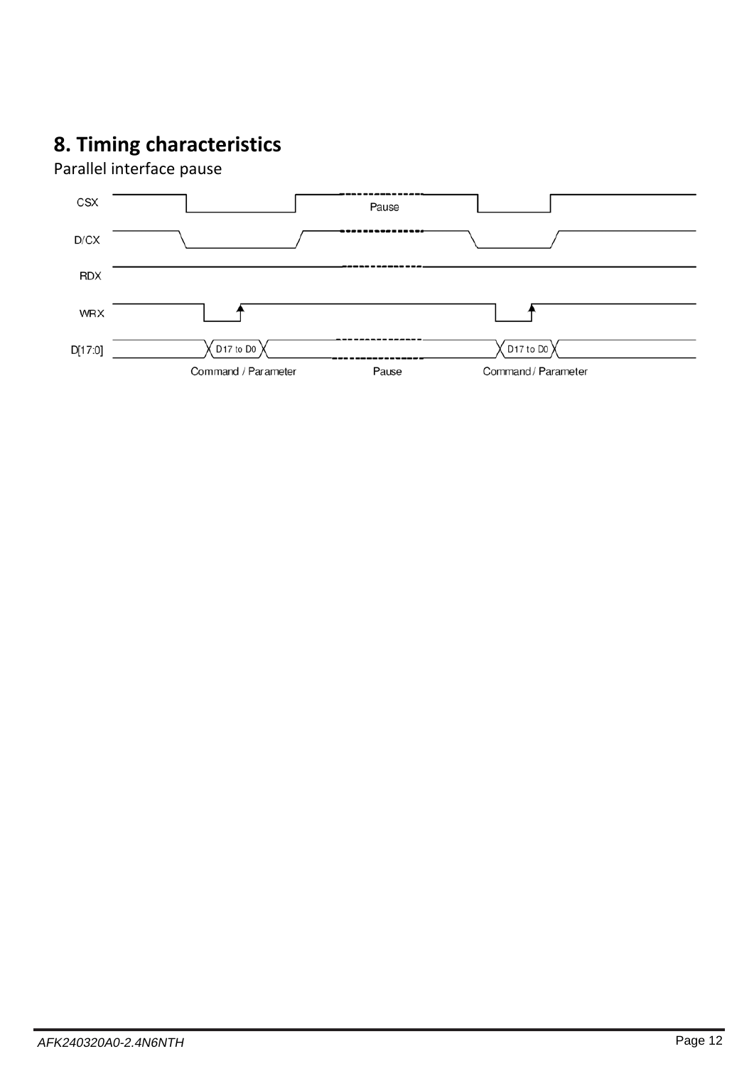# 8. Timing characteristics

Parallel interface pause

CSX

D/CX

RDX

WRX

D[17:0]

D17 to D0

D17 to D0

Pause

Command / Parameter

Pause

Command / Parameter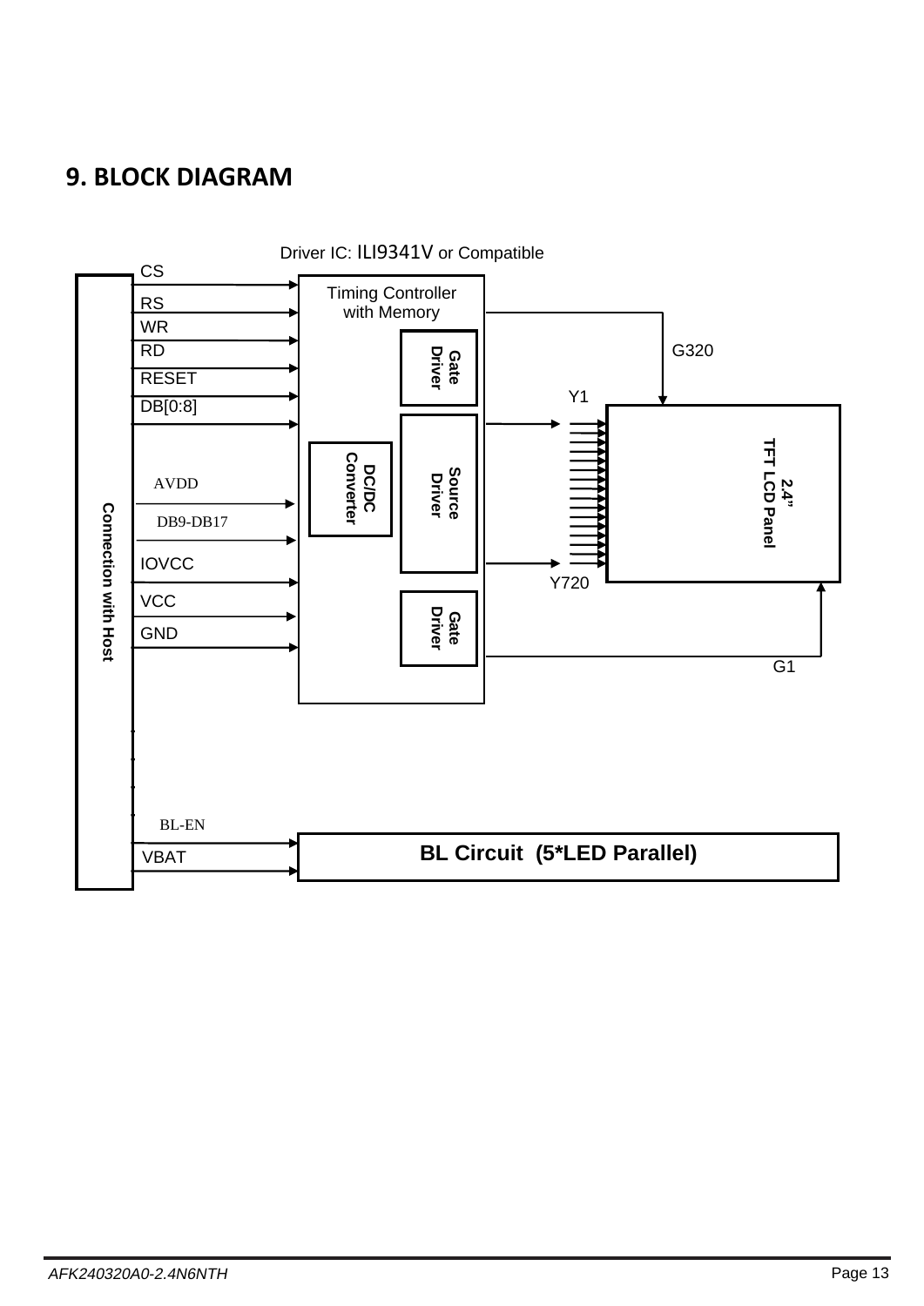# 9. BLOCK DIAGRAM

Driver IC: ILI9341V or Compatible

Connection with Host

CS

RS

WR

RD

RESET

DB[0:8]

AVDD

DB9-DB17

IOVCC

VCC

GND

Timing Controller with Memory

Gate Driver

Source Driver

DC/DC Converter

Gate Driver

G320

Y1

Y720

G1

2.4" TFT LCD Panel

BL-EN

VBAT

BL Circuit (5*LED Parallel)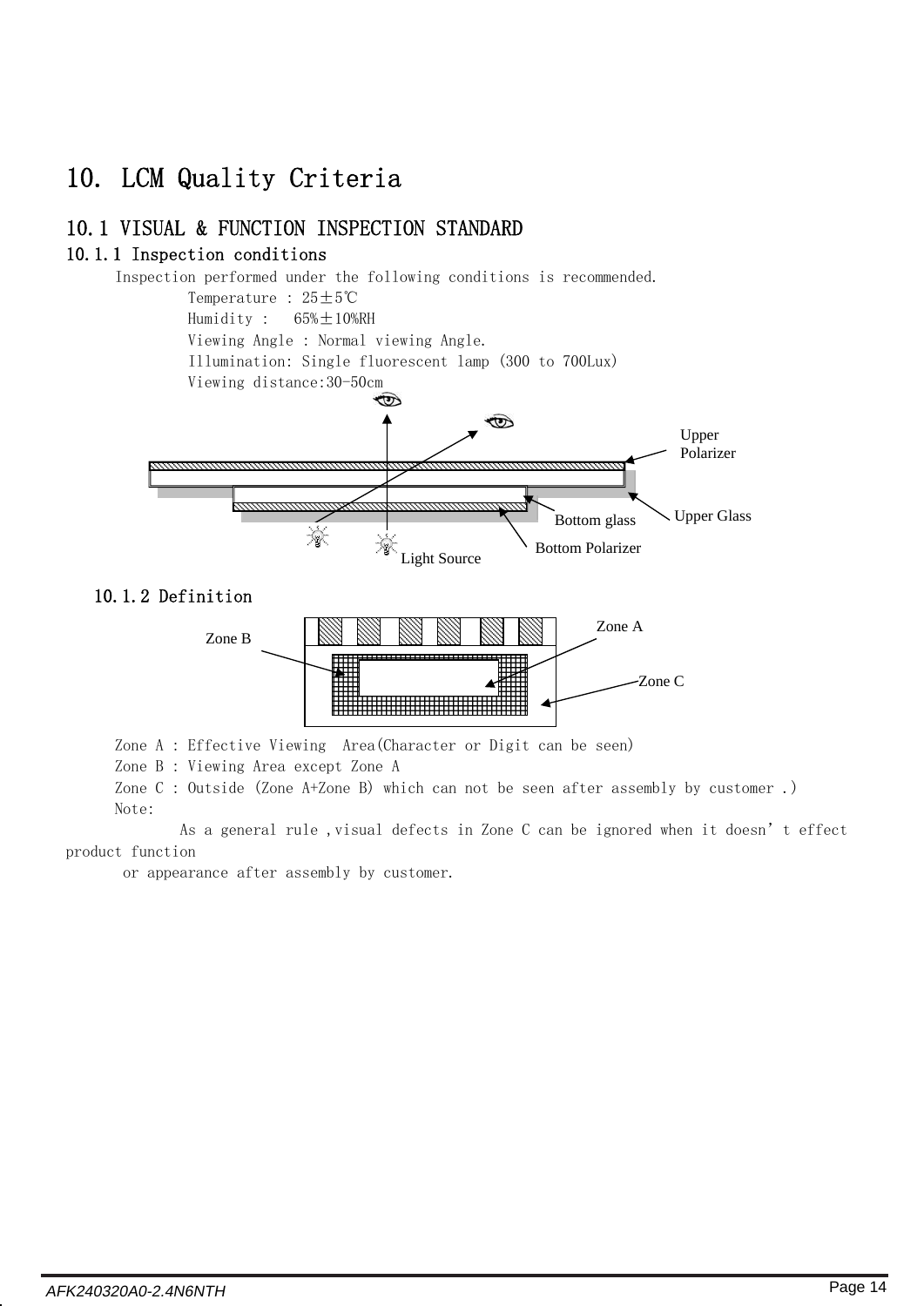# 10. LCM Quality Criteria

## 10.1 VISUAL & FUNCTION INSPECTION STANDARD

### 10.1.1 Inspection conditions

Inspection performed under the following conditions is recommended.

Temperature : 25±5℃

Humidity :  65%±10%RH

Viewing Angle : Normal viewing Angle.

Illumination: Single fluorescent lamp (300 to 700Lux)

Viewing distance:30-50cm

Upper Polarizer

Upper Glass

Bottom glass

Bottom Polarizer

Light Source

### 10.1.2 Definition

Zone A

Zone B

Zone C

Zone A : Effective Viewing  Area(Character or Digit can be seen)

Zone B : Viewing Area except Zone A

Zone C : Outside (Zone A+Zone B) which can not be seen after assembly by customer .)

Note:

As a general rule ,visual defects in Zone C can be ignored when it doesn't effect product function or appearance after assembly by customer.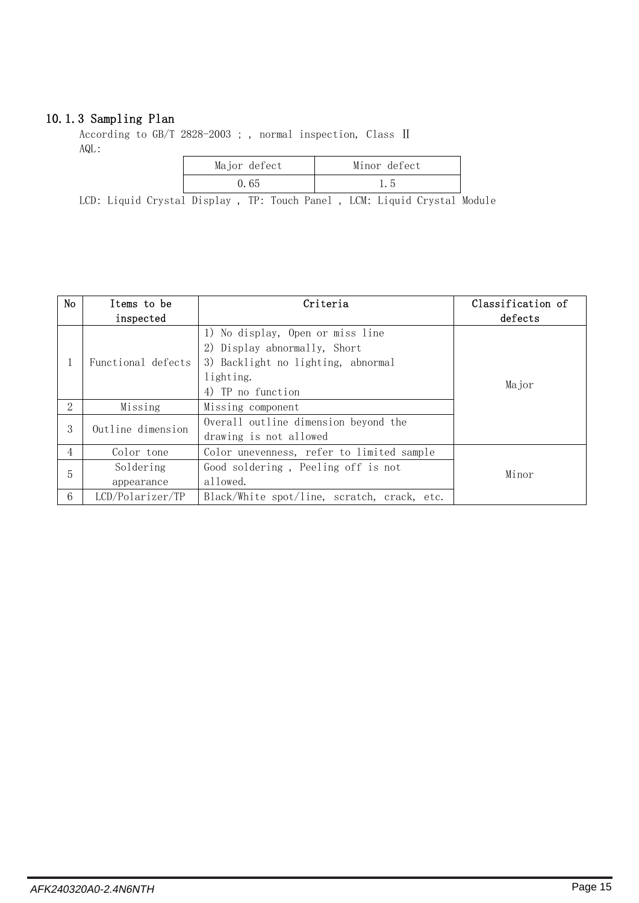### 10.1.3 Sampling Plan

According to GB/T 2828-2003 ; , normal inspection, Class Ⅱ

AQL:

| Major defect | Minor defect |
| --- | --- |
| 0.65 | 1.5 |

LCD: Liquid Crystal Display , TP: Touch Panel , LCM: Liquid Crystal Module

| No | Items to be inspected | Criteria | Classification of defects |
| --- | --- | --- | --- |
| 1 | Functional defects | 1) No display, Open or miss line<br>2) Display abnormally, Short<br>3) Backlight no lighting, abnormal lighting.<br>4) TP no function | Major |
| 2 | Missing | Missing component | |
| 3 | Outline dimension | Overall outline dimension beyond the drawing is not allowed | |
| 4 | Color tone | Color unevenness, refer to limited sample | Minor |
| 5 | Soldering appearance | Good soldering , Peeling off is not allowed. | |
| 6 | LCD/Polarizer/TP | Black/White spot/line, scratch, crack, etc. | |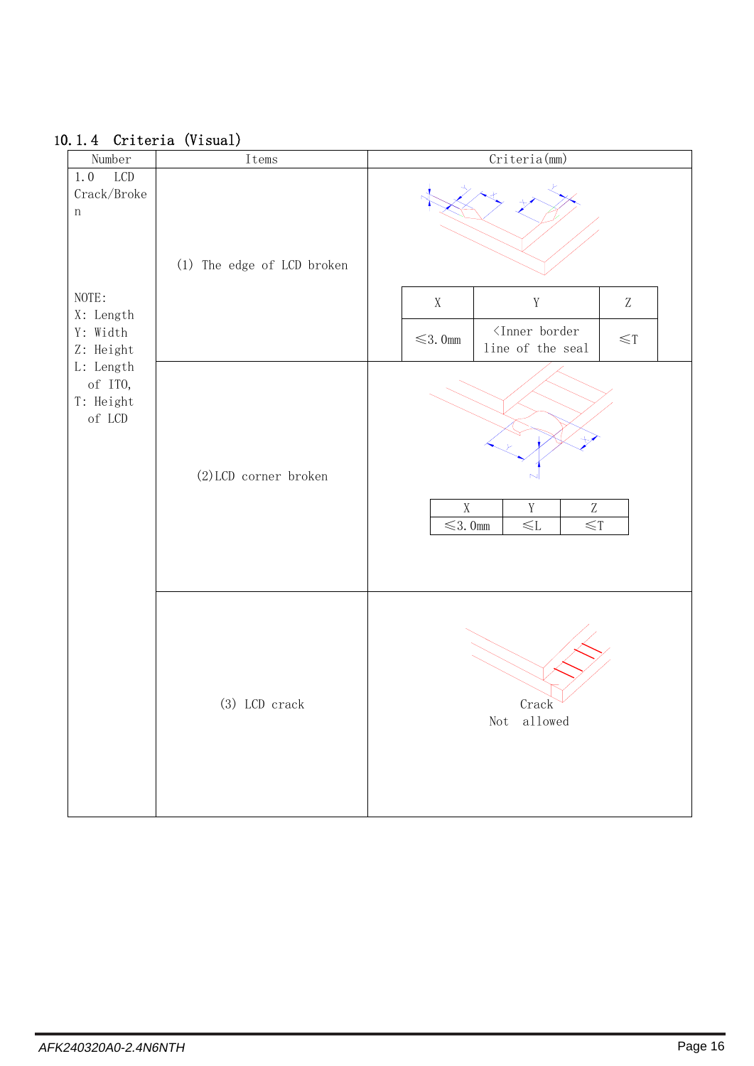### 10.1.4 Criteria (Visual)

| Number | Items | Criteria(mm) |
|---|---|---|
| 1.0 LCD Crack/Broken<br><br>NOTE:<br>X: Length<br>Y: Width<br>Z: Height<br>L: Length of ITO,<br>T: Height of LCD | (1) The edge of LCD broken | X: ≤3.0mm; Y: <Inner border line of the seal; Z: ≤T |
| | (2)LCD corner broken | X: ≤3.0mm; Y: ≤L; Z: ≤T |
| | (3) LCD crack | Crack Not allowed |

| X | Y | Z |
|---|---|---|
| ≤3.0mm | <Inner border line of the seal | ≤T |

| X | Y | Z |
|---|---|---|
| ≤3.0mm | ≤L | ≤T |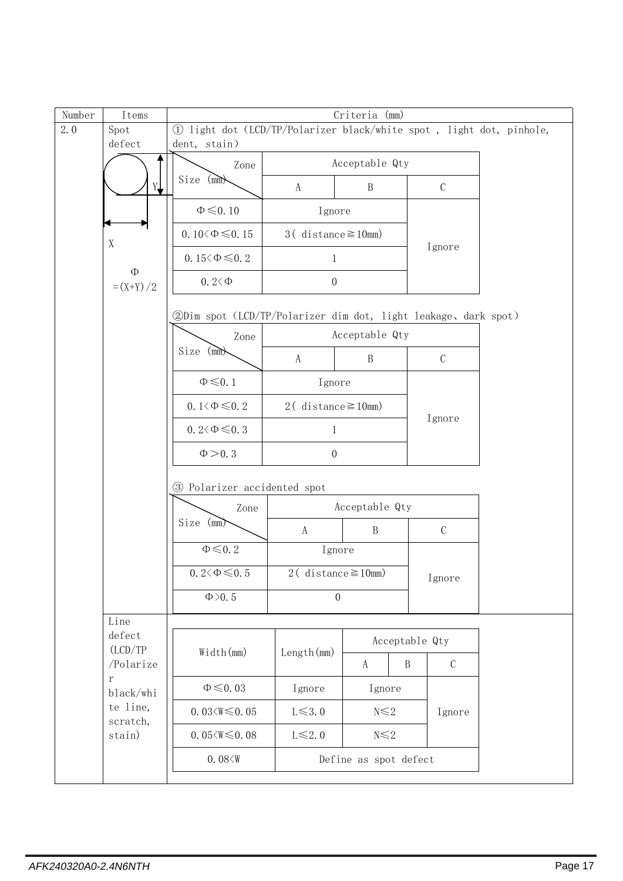| Number | Items | Criteria (mm) |
|---|---|---|
| 2.0 | Spot defect<br>X<br>Y<br>Φ =(X+Y)/2 | ① light dot（LCD/TP/Polarizer black/white spot , light dot, pinhole, dent, stain） |

| Size (mm) \ Zone | Acceptable Qty A | Acceptable Qty B | Acceptable Qty C |
|---|---|---|---|
| Φ≤0.10 | Ignore | | Ignore |
| 0.10<Φ≤0.15 | 3( distance≧10mm) | | Ignore |
| 0.15<Φ≤0.2 | 1 | | Ignore |
| 0.2<Φ | 0 | | Ignore |

②Dim spot（LCD/TP/Polarizer dim dot, light leakage、dark spot）

| Size (mm) \ Zone | Acceptable Qty A | Acceptable Qty B | Acceptable Qty C |
|---|---|---|---|
| Φ≤0.1 | Ignore | | Ignore |
| 0.1<Φ≤0.2 | 2( distance≧10mm) | | Ignore |
| 0.2<Φ≤0.3 | 1 | | Ignore |
| Φ＞0.3 | 0 | | Ignore |

③ Polarizer accidented spot

| Size (mm) \ Zone | Acceptable Qty A | Acceptable Qty B | Acceptable Qty C |
|---|---|---|---|
| Φ≤0.2 | Ignore | | Ignore |
| 0.2<Φ≤0.5 | 2( distance≧10mm) | | Ignore |
| Φ>0.5 | 0 | | Ignore |

Line defect (LCD/TP /Polarizer black/white line, scratch, stain)

| Width(mm) | Length(mm) | Acceptable Qty A | Acceptable Qty B | Acceptable Qty C |
|---|---|---|---|---|
| Φ≤0.03 | Ignore | Ignore | | Ignore |
| 0.03<W≤0.05 | L≤3.0 | N≤2 | | Ignore |
| 0.05<W≤0.08 | L≤2.0 | N≤2 | | Ignore |
| 0.08<W | Define as spot defect | | | |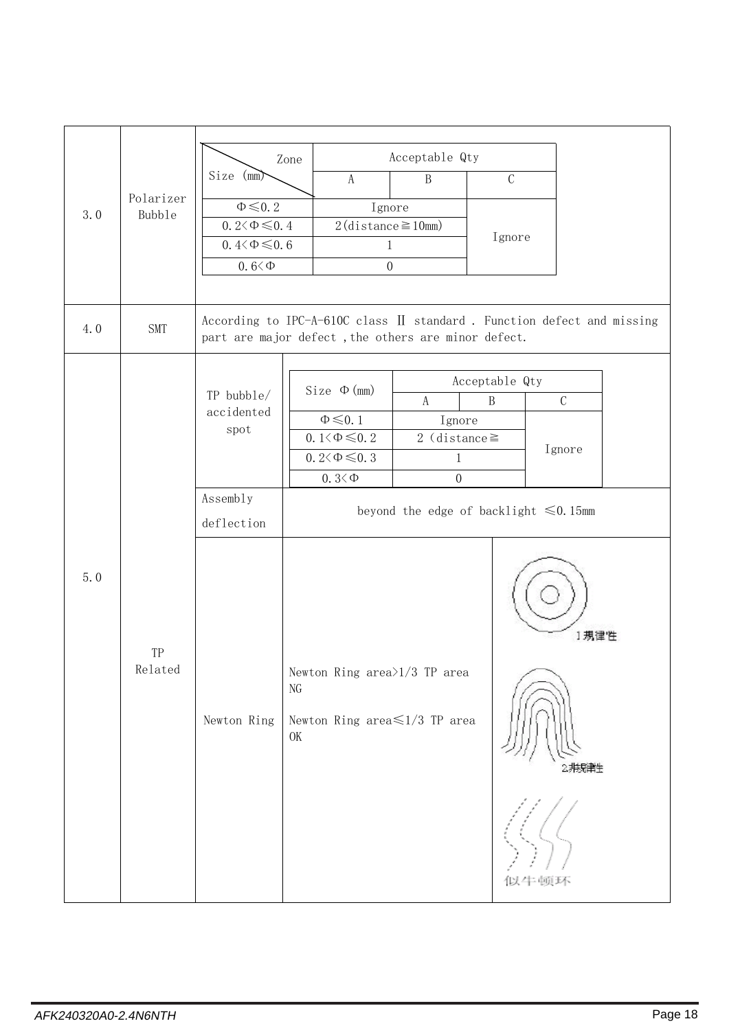| No. | Item | Criteria | | |
|---|---|---|---|---|
| 3.0 | Polarizer Bubble | See table below | | |
| 4.0 | SMT | According to IPC-A-610C class Ⅱ standard . Function defect and missing part are major defect ,the others are minor defect. | | |
| 5.0 | TP Related | TP bubble/ accidented spot | See table below | |
| | | Assembly deflection | beyond the edge of backlight ≤0.15mm | |
| | | Newton Ring | Newton Ring area>1/3 TP area NG<br><br>Newton Ring area≤1/3 TP area OK | 1.规律性<br>2.非规律性<br>似牛顿环 |

**3.0 Polarizer Bubble**

| Size (mm) \ Zone | Acceptable Qty | | |
|---|---|---|---|
| | A | B | C |
| Φ≤0.2 | Ignore | | Ignore |
| 0.2<Φ≤0.4 | 2(distance≧10mm) | | |
| 0.4<Φ≤0.6 | 1 | | |
| 0.6<Φ | 0 | | |

**5.0 TP bubble/accidented spot**

| Size Φ(mm) | Acceptable Qty | | |
|---|---|---|---|
| | A | B | C |
| Φ≤0.1 | Ignore | | Ignore |
| 0.1<Φ≤0.2 | 2 (distance≧ | | |
| 0.2<Φ≤0.3 | 1 | | |
| 0.3<Φ | 0 | | |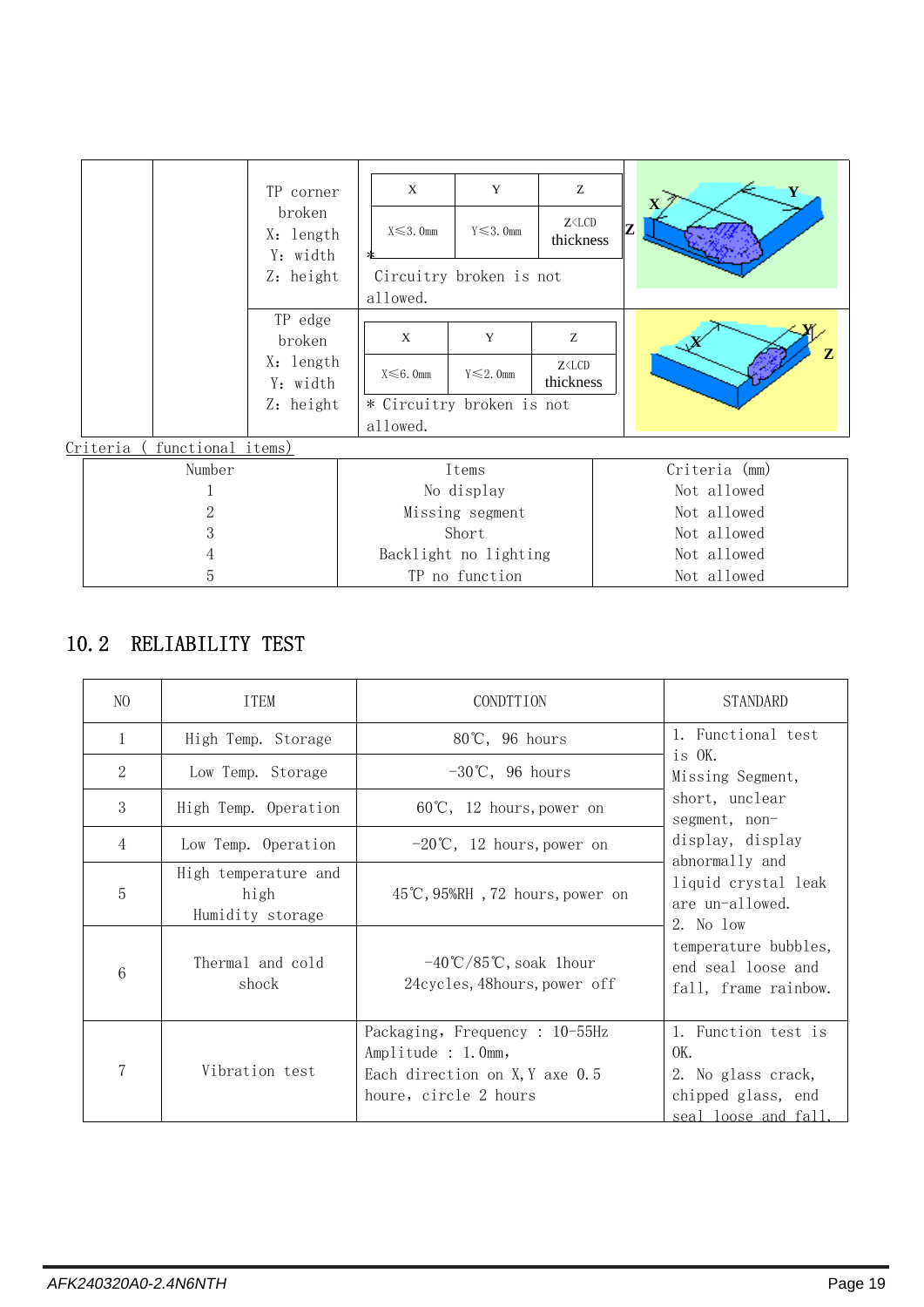| | | | | |
|---|---|---|---|---|
| | | TP corner broken<br>X: length<br>Y: width<br>Z: height | X: X≤3.0mm<br>Y: Y≤3.0mm<br>Z: Z<LCD thickness<br>* Circuitry broken is not allowed. | |
| | | TP edge broken<br>X: length<br>Y: width<br>Z: height | X: X≤6.0mm<br>Y: Y≤2.0mm<br>Z: Z<LCD thickness<br>* Circuitry broken is not allowed. | |

Criteria ( functional items)

| Number | Items | Criteria (mm) |
|---|---|---|
| 1 | No display | Not allowed |
| 2 | Missing segment | Not allowed |
| 3 | Short | Not allowed |
| 4 | Backlight no lighting | Not allowed |
| 5 | TP no function | Not allowed |

## 10.2 RELIABILITY TEST

| NO | ITEM | CONDTTION | STANDARD |
|---|---|---|---|
| 1 | High Temp. Storage | 80℃, 96 hours | 1. Functional test is OK. Missing Segment, short, unclear segment, non-display, display abnormally and liquid crystal leak are un-allowed.<br>2. No low temperature bubbles, end seal loose and fall, frame rainbow. |
| 2 | Low Temp. Storage | -30℃, 96 hours | |
| 3 | High Temp. Operation | 60℃, 12 hours, power on | |
| 4 | Low Temp. Operation | -20℃, 12 hours, power on | |
| 5 | High temperature and high Humidity storage | 45℃, 95%RH, 72 hours, power on | |
| 6 | Thermal and cold shock | -40℃/85℃, soak 1hour 24cycles, 48hours, power off | |
| 7 | Vibration test | Packaging, Frequency : 10-55Hz Amplitude : 1.0mm, Each direction on X, Y axe 0.5 houre, circle 2 hours | 1. Function test is OK.<br>2. No glass crack, chipped glass, end seal loose and fall. |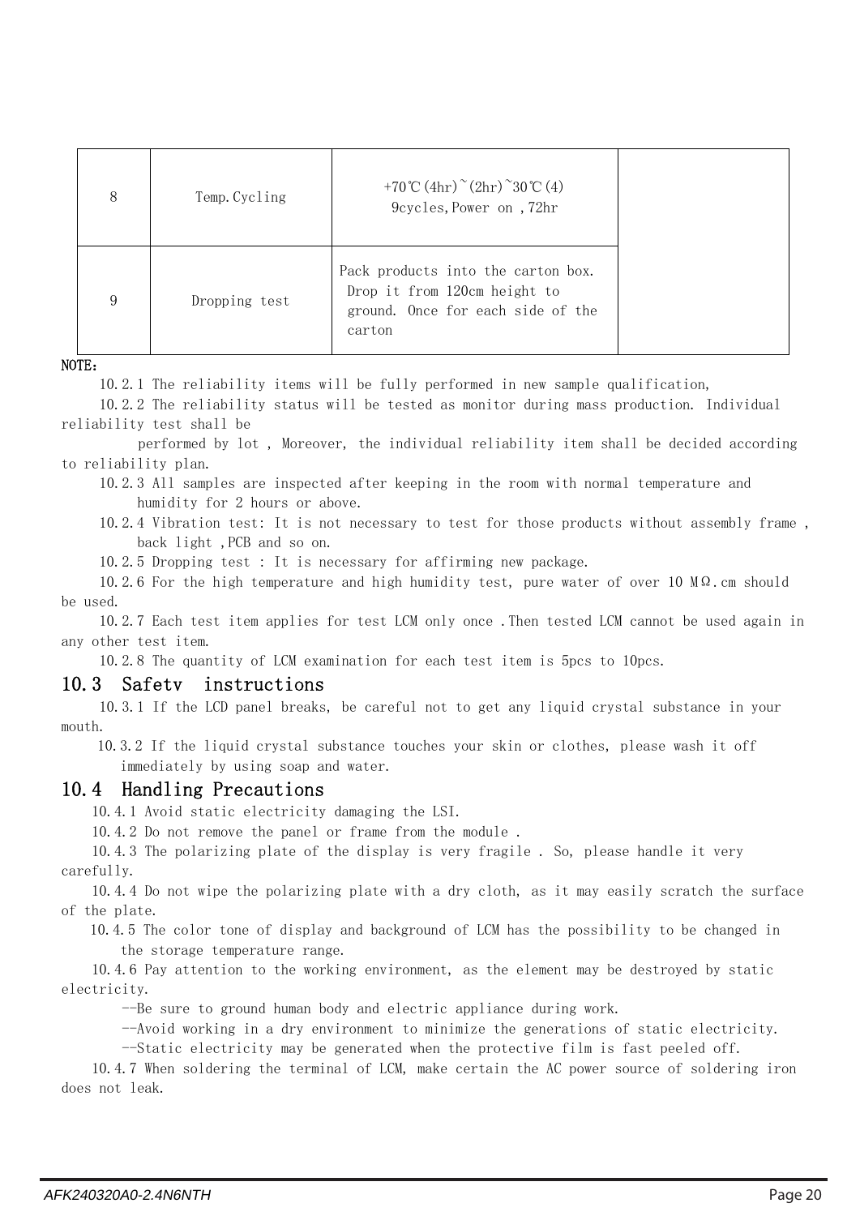| 8 | Temp.Cycling | +70℃(4hr)~(2hr)~30℃(4) 9cycles,Power on ,72hr | |
|---|---|---|---|
| 9 | Dropping test | Pack products into the carton box. Drop it from 120cm height to ground. Once for each side of the carton | |

**NOTE：**

10.2.1 The reliability items will be fully performed in new sample qualification,

10.2.2 The reliability status will be tested as monitor during mass production. Individual reliability test shall be performed by lot , Moreover, the individual reliability item shall be decided according to reliability plan.

10.2.3 All samples are inspected after keeping in the room with normal temperature and humidity for 2 hours or above.

10.2.4 Vibration test: It is not necessary to test for those products without assembly frame , back light ,PCB and so on.

10.2.5 Dropping test : It is necessary for affirming new package.

10.2.6 For the high temperature and high humidity test, pure water of over 10 MΩ.cm should be used.

10.2.7 Each test item applies for test LCM only once .Then tested LCM cannot be used again in any other test item.

10.2.8 The quantity of LCM examination for each test item is 5pcs to 10pcs.

## 10.3 Safetv instructions

10.3.1 If the LCD panel breaks, be careful not to get any liquid crystal substance in your mouth.

10.3.2 If the liquid crystal substance touches your skin or clothes, please wash it off immediately by using soap and water.

## 10.4 Handling Precautions

10.4.1 Avoid static electricity damaging the LSI.

10.4.2 Do not remove the panel or frame from the module .

10.4.3 The polarizing plate of the display is very fragile . So, please handle it very carefully.

10.4.4 Do not wipe the polarizing plate with a dry cloth, as it may easily scratch the surface of the plate.

10.4.5 The color tone of display and background of LCM has the possibility to be changed in the storage temperature range.

10.4.6 Pay attention to the working environment, as the element may be destroyed by static electricity.

--Be sure to ground human body and electric appliance during work.

--Avoid working in a dry environment to minimize the generations of static electricity.

--Static electricity may be generated when the protective film is fast peeled off.

10.4.7 When soldering the terminal of LCM, make certain the AC power source of soldering iron does not leak.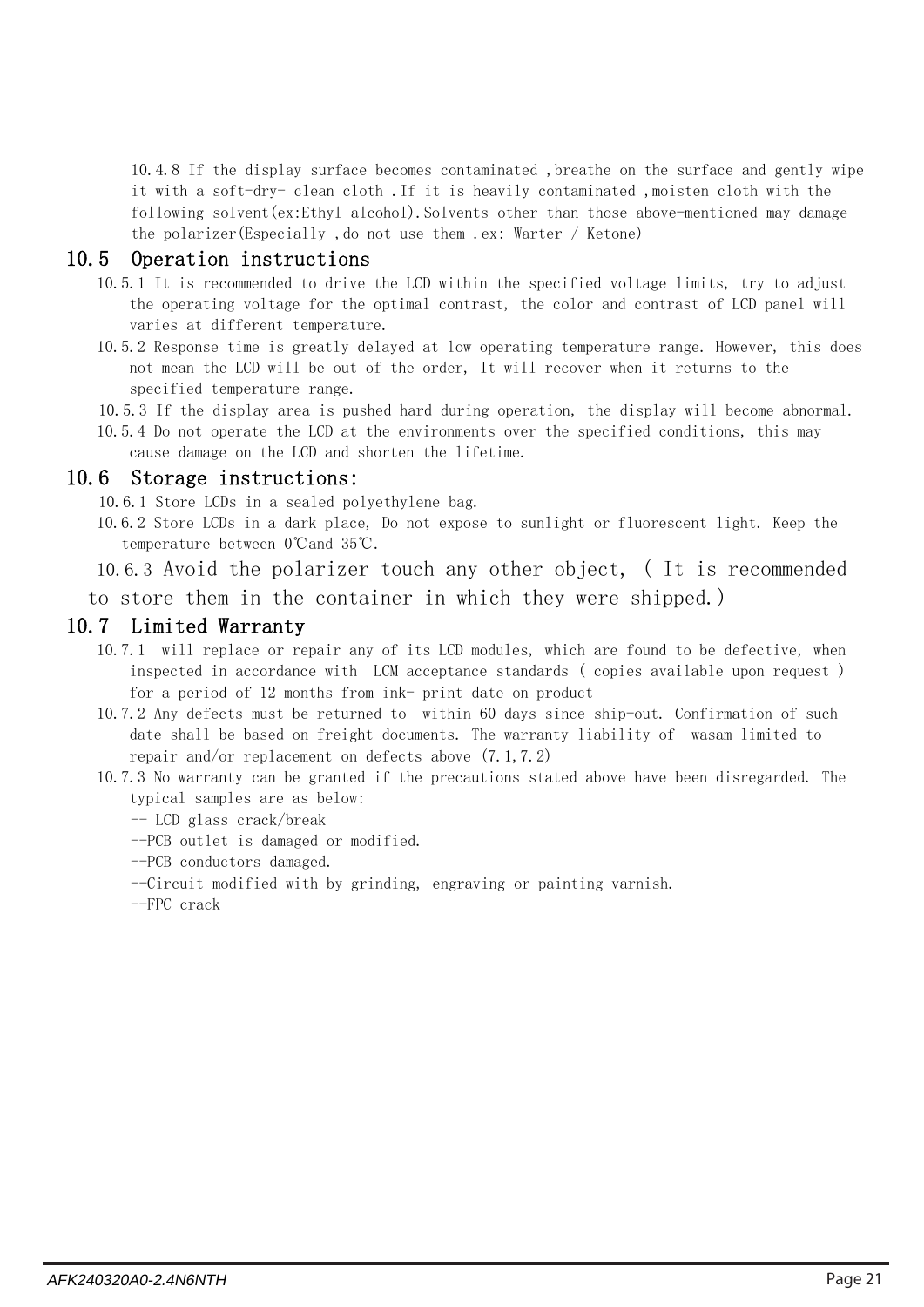10.4.8 If the display surface becomes contaminated ,breathe on the surface and gently wipe it with a soft-dry- clean cloth .If it is heavily contaminated ,moisten cloth with the following solvent(ex:Ethyl alcohol).Solvents other than those above-mentioned may damage the polarizer(Especially ,do not use them .ex: Warter / Ketone)

## 10.5 Operation instructions

10.5.1 It is recommended to drive the LCD within the specified voltage limits, try to adjust the operating voltage for the optimal contrast, the color and contrast of LCD panel will varies at different temperature.

10.5.2 Response time is greatly delayed at low operating temperature range. However, this does not mean the LCD will be out of the order, It will recover when it returns to the specified temperature range.

10.5.3 If the display area is pushed hard during operation, the display will become abnormal.

10.5.4 Do not operate the LCD at the environments over the specified conditions, this may cause damage on the LCD and shorten the lifetime.

## 10.6 Storage instructions:

10.6.1 Store LCDs in a sealed polyethylene bag.

10.6.2 Store LCDs in a dark place, Do not expose to sunlight or fluorescent light. Keep the temperature between 0℃and 35℃.

10.6.3 Avoid the polarizer touch any other object, ( It is recommended to store them in the container in which they were shipped.)

## 10.7 Limited Warranty

10.7.1 will replace or repair any of its LCD modules, which are found to be defective, when inspected in accordance with LCM acceptance standards ( copies available upon request ) for a period of 12 months from ink- print date on product

10.7.2 Any defects must be returned to within 60 days since ship-out. Confirmation of such date shall be based on freight documents. The warranty liability of wasam limited to repair and/or replacement on defects above (7.1,7.2)

10.7.3 No warranty can be granted if the precautions stated above have been disregarded. The typical samples are as below:

-- LCD glass crack/break

--PCB outlet is damaged or modified.

--PCB conductors damaged.

--Circuit modified with by grinding, engraving or painting varnish.

--FPC crack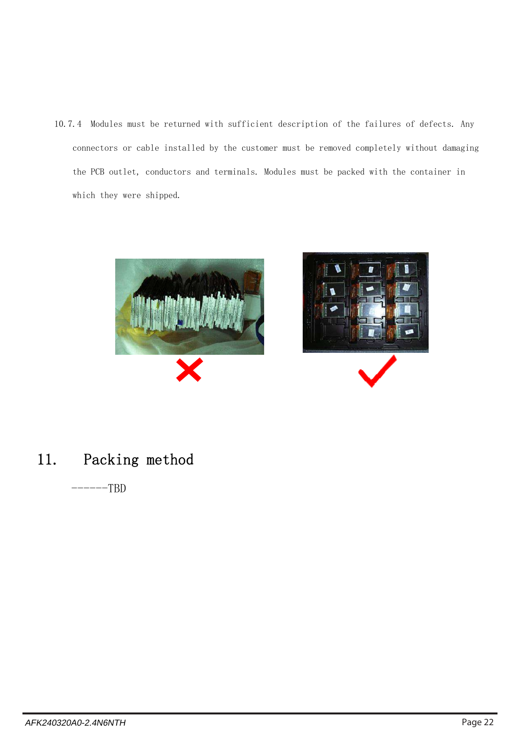10.7.4 Modules must be returned with sufficient description of the failures of defects. Any connectors or cable installed by the customer must be removed completely without damaging the PCB outlet, conductors and terminals. Modules must be packed with the container in which they were shipped.

# 11. Packing method

------TBD